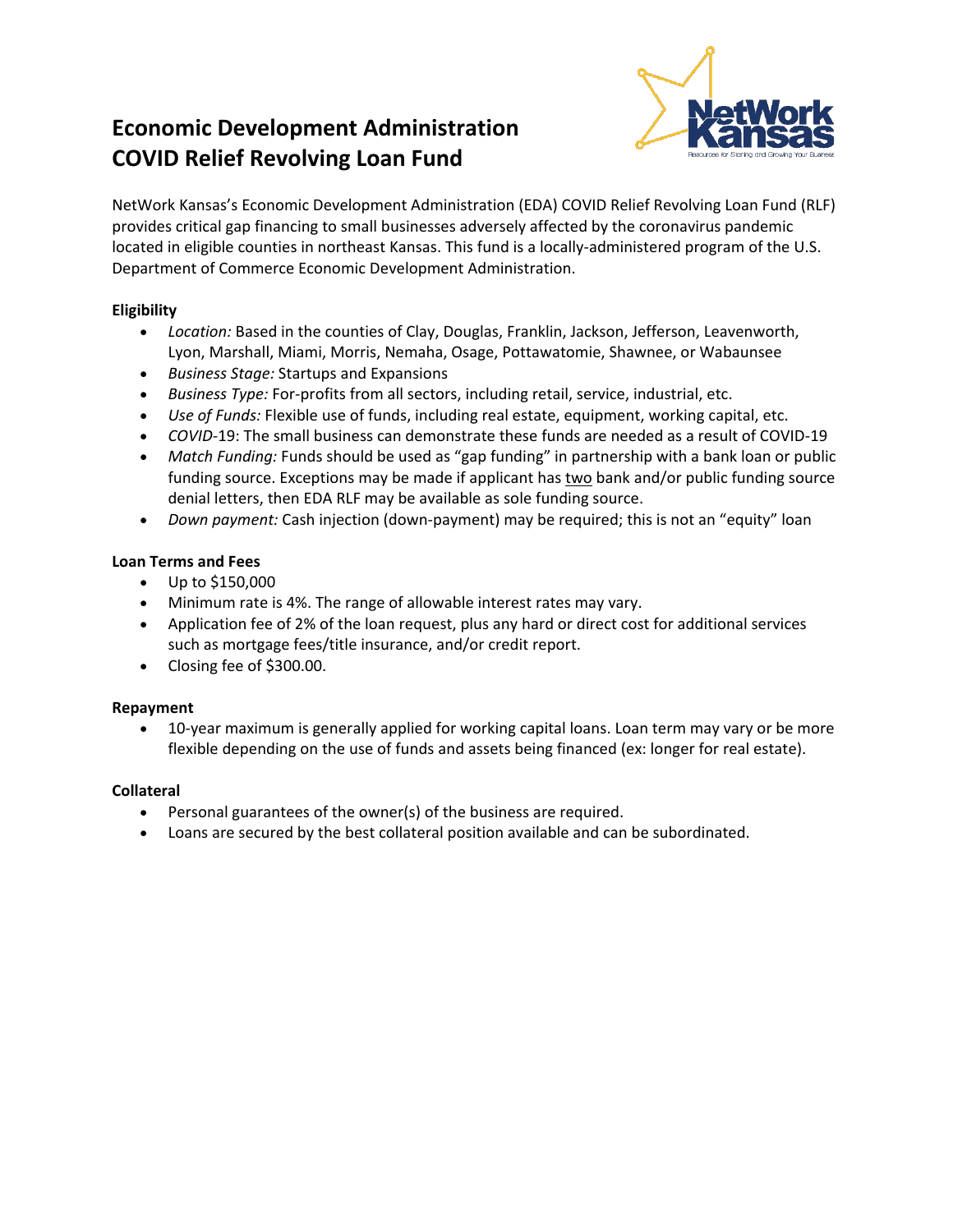# Economic Development Administration COVID Relief Revolving Loan Fund

NetWork Kansas's Economic Development Administration (EDA) COVID Relief Revolving Loan Fund (RLF) provides critical gap financing to small businesses adversely affected by the coronavirus pandemic located in eligible counties in northeast Kansas. This fund is a locally-administered program of the U.S. Department of Commerce Economic Development Administration.

**Eligibility**

- *Location:* Based in the counties of Clay, Douglas, Franklin, Jackson, Jefferson, Leavenworth, Lyon, Marshall, Miami, Morris, Nemaha, Osage, Pottawatomie, Shawnee, or Wabaunsee
- *Business Stage:* Startups and Expansions
- *Business Type:* For-profits from all sectors, including retail, service, industrial, etc.
- *Use of Funds:* Flexible use of funds, including real estate, equipment, working capital, etc.
- *COVID*-19: The small business can demonstrate these funds are needed as a result of COVID-19
- *Match Funding:* Funds should be used as "gap funding" in partnership with a bank loan or public funding source. Exceptions may be made if applicant has two bank and/or public funding source denial letters, then EDA RLF may be available as sole funding source.
- *Down payment:* Cash injection (down-payment) may be required; this is not an "equity" loan

**Loan Terms and Fees**

- Up to $150,000
- Minimum rate is 4%. The range of allowable interest rates may vary.
- Application fee of 2% of the loan request, plus any hard or direct cost for additional services such as mortgage fees/title insurance, and/or credit report.
- Closing fee of $300.00.

**Repayment**

- 10-year maximum is generally applied for working capital loans. Loan term may vary or be more flexible depending on the use of funds and assets being financed (ex: longer for real estate).

**Collateral**

- Personal guarantees of the owner(s) of the business are required.
- Loans are secured by the best collateral position available and can be subordinated.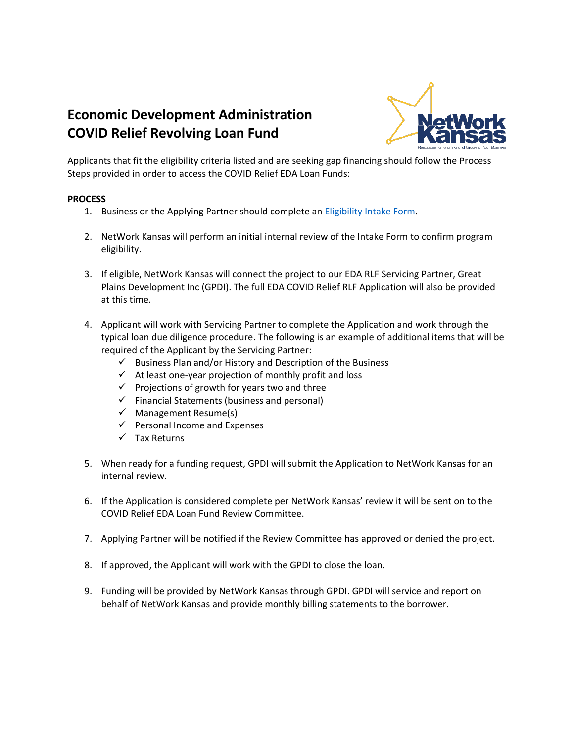# Economic Development Administration COVID Relief Revolving Loan Fund

Applicants that fit the eligibility criteria listed and are seeking gap financing should follow the Process Steps provided in order to access the COVID Relief EDA Loan Funds:

**PROCESS**

1. Business or the Applying Partner should complete an Eligibility Intake Form.
2. NetWork Kansas will perform an initial internal review of the Intake Form to confirm program eligibility.
3. If eligible, NetWork Kansas will connect the project to our EDA RLF Servicing Partner, Great Plains Development Inc (GPDI). The full EDA COVID Relief RLF Application will also be provided at this time.
4. Applicant will work with Servicing Partner to complete the Application and work through the typical loan due diligence procedure. The following is an example of additional items that will be required of the Applicant by the Servicing Partner:
   - ✓ Business Plan and/or History and Description of the Business
   - ✓ At least one-year projection of monthly profit and loss
   - ✓ Projections of growth for years two and three
   - ✓ Financial Statements (business and personal)
   - ✓ Management Resume(s)
   - ✓ Personal Income and Expenses
   - ✓ Tax Returns
5. When ready for a funding request, GPDI will submit the Application to NetWork Kansas for an internal review.
6. If the Application is considered complete per NetWork Kansas' review it will be sent on to the COVID Relief EDA Loan Fund Review Committee.
7. Applying Partner will be notified if the Review Committee has approved or denied the project.
8. If approved, the Applicant will work with the GPDI to close the loan.
9. Funding will be provided by NetWork Kansas through GPDI. GPDI will service and report on behalf of NetWork Kansas and provide monthly billing statements to the borrower.